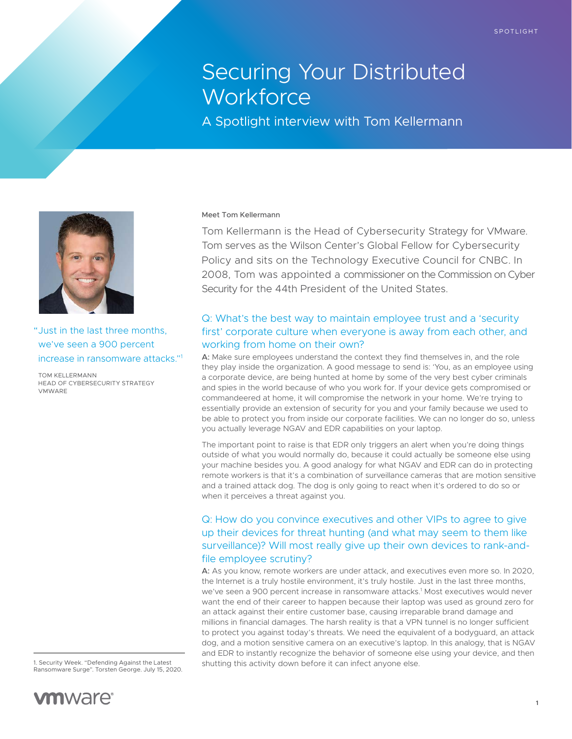SPOTLIGHT

# Securing Your Distributed Workforce

## A Spotlight interview with Tom Kellermann

"Just in the last three months, we've seen a 900 percent increase in ransomware attacks."[1]

TOM KELLERMANN
HEAD OF CYBERSECURITY STRATEGY
VMWARE

### Meet Tom Kellermann

Tom Kellermann is the Head of Cybersecurity Strategy for VMware. Tom serves as the Wilson Center's Global Fellow for Cybersecurity Policy and sits on the Technology Executive Council for CNBC. In 2008, Tom was appointed a commissioner on the Commission on Cyber Security for the 44th President of the United States.

### Q: What's the best way to maintain employee trust and a 'security first' corporate culture when everyone is away from each other, and working from home on their own?

**A:** Make sure employees understand the context they find themselves in, and the role they play inside the organization. A good message to send is: 'You, as an employee using a corporate device, are being hunted at home by some of the very best cyber criminals and spies in the world because of who you work for. If your device gets compromised or commandeered at home, it will compromise the network in your home. We're trying to essentially provide an extension of security for you and your family because we used to be able to protect you from inside our corporate facilities. We can no longer do so, unless you actually leverage NGAV and EDR capabilities on your laptop.

The important point to raise is that EDR only triggers an alert when you're doing things outside of what you would normally do, because it could actually be someone else using your machine besides you. A good analogy for what NGAV and EDR can do in protecting remote workers is that it's a combination of surveillance cameras that are motion sensitive and a trained attack dog. The dog is only going to react when it's ordered to do so or when it perceives a threat against you.

### Q: How do you convince executives and other VIPs to agree to give up their devices for threat hunting (and what may seem to them like surveillance)? Will most really give up their own devices to rank-and-file employee scrutiny?

**A:** As you know, remote workers are under attack, and executives even more so. In 2020, the Internet is a truly hostile environment, it's truly hostile. Just in the last three months, we've seen a 900 percent increase in ransomware attacks.[1] Most executives would never want the end of their career to happen because their laptop was used as ground zero for an attack against their entire customer base, causing irreparable brand damage and millions in financial damages. The harsh reality is that a VPN tunnel is no longer sufficient to protect you against today's threats. We need the equivalent of a bodyguard, an attack dog, and a motion sensitive camera on an executive's laptop. In this analogy, that is NGAV and EDR to instantly recognize the behavior of someone else using your device, and then shutting this activity down before it can infect anyone else.

1. Security Week. "Defending Against the Latest Ransomware Surge". Torsten George. July 15, 2020.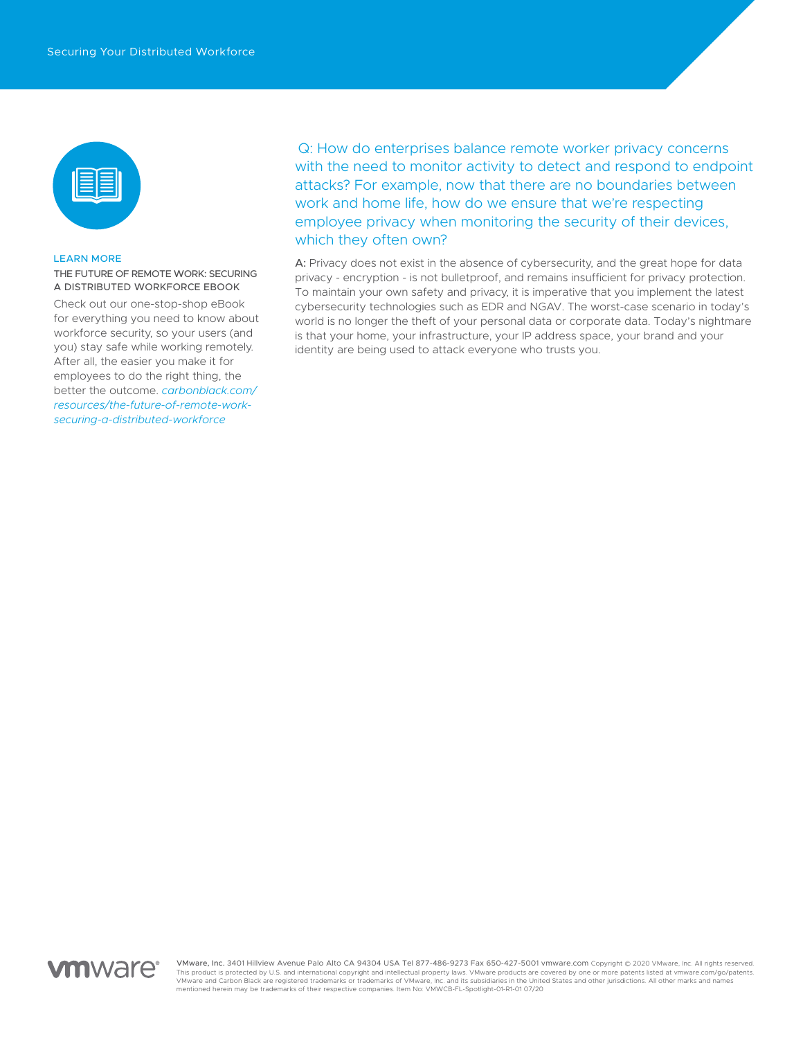Q: How do enterprises balance remote worker privacy concerns with the need to monitor activity to detect and respond to endpoint attacks? For example, now that there are no boundaries between work and home life, how do we ensure that we're respecting employee privacy when monitoring the security of their devices, which they often own?

**A:** Privacy does not exist in the absence of cybersecurity, and the great hope for data privacy - encryption - is not bulletproof, and remains insufficient for privacy protection. To maintain your own safety and privacy, it is imperative that you implement the latest cybersecurity technologies such as EDR and NGAV. The worst-case scenario in today's world is no longer the theft of your personal data or corporate data. Today's nightmare is that your home, your infrastructure, your IP address space, your brand and your identity are being used to attack everyone who trusts you.

LEARN MORE

THE FUTURE OF REMOTE WORK: SECURING A DISTRIBUTED WORKFORCE EBOOK

Check out our one-stop-shop eBook for everything you need to know about workforce security, so your users (and you) stay safe while working remotely. After all, the easier you make it for employees to do the right thing, the better the outcome. *carbonblack.com/resources/the-future-of-remote-work-securing-a-distributed-workforce*

VMware, Inc. 3401 Hillview Avenue Palo Alto CA 94304 USA Tel 877-486-9273 Fax 650-427-5001 vmware.com Copyright © 2020 VMware, Inc. All rights reserved. This product is protected by U.S. and international copyright and intellectual property laws. VMware products are covered by one or more patents listed at vmware.com/go/patents. VMware and Carbon Black are registered trademarks or trademarks of VMware, Inc. and its subsidiaries in the United States and other jurisdictions. All other marks and names mentioned herein may be trademarks of their respective companies. Item No: VMWCB-FL-Spotlight-01-R1-01 07/20